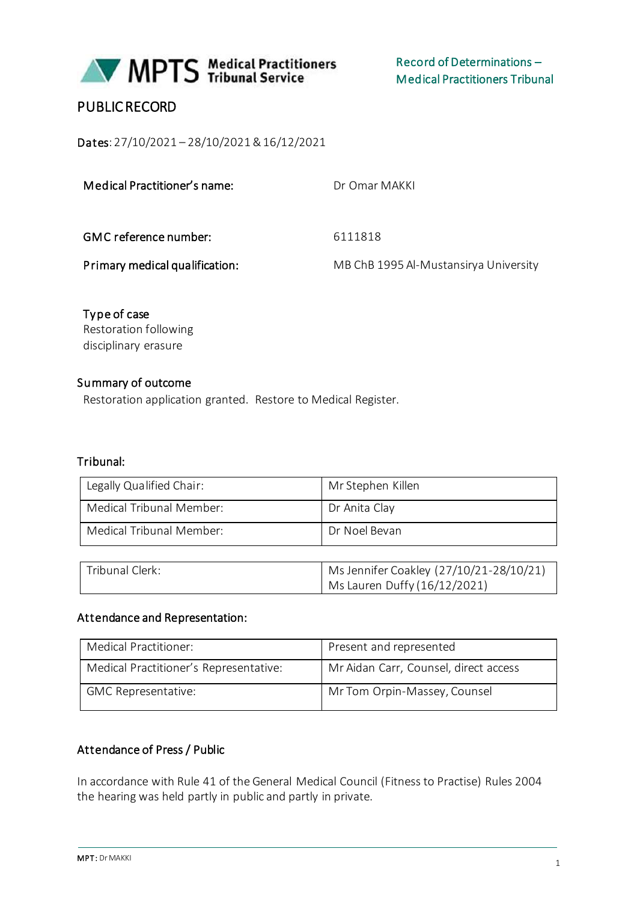**MPTS Medical Practitioners Tribunal Service**

Record of Determinations – Medical Practitioners Tribunal

# PUBLIC RECORD

**Dates**: 27/10/2021 – 28/10/2021 & 16/12/2021

| | |
|---|---|
| **Medical Practitioner's name:** | Dr Omar MAKKI |
| **GMC reference number:** | 6111818 |
| **Primary medical qualification:** | MB ChB 1995 Al-Mustansirya University |

**Type of case**
Restoration following disciplinary erasure

**Summary of outcome**
Restoration application granted. Restore to Medical Register.

**Tribunal:**

| | |
|---|---|
| Legally Qualified Chair: | Mr Stephen Killen |
| Medical Tribunal Member: | Dr Anita Clay |
| Medical Tribunal Member: | Dr Noel Bevan |

| | |
|---|---|
| Tribunal Clerk: | Ms Jennifer Coakley (27/10/21-28/10/21)<br>Ms Lauren Duffy (16/12/2021) |

**Attendance and Representation:**

| | |
|---|---|
| Medical Practitioner: | Present and represented |
| Medical Practitioner's Representative: | Mr Aidan Carr, Counsel, direct access |
| GMC Representative: | Mr Tom Orpin-Massey, Counsel |

**Attendance of Press / Public**

In accordance with Rule 41 of the General Medical Council (Fitness to Practise) Rules 2004 the hearing was held partly in public and partly in private.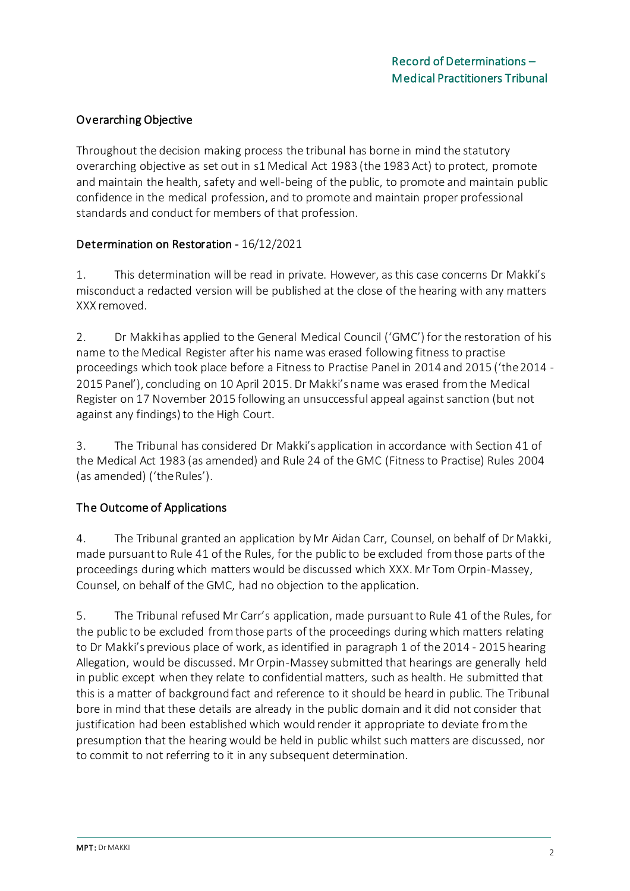## Overarching Objective

Throughout the decision making process the tribunal has borne in mind the statutory overarching objective as set out in s1 Medical Act 1983 (the 1983 Act) to protect, promote and maintain the health, safety and well-being of the public, to promote and maintain public confidence in the medical profession, and to promote and maintain proper professional standards and conduct for members of that profession.

## Determination on Restoration - 16/12/2021

1. This determination will be read in private. However, as this case concerns Dr Makki's misconduct a redacted version will be published at the close of the hearing with any matters XXX removed.

2. Dr Makki has applied to the General Medical Council ('GMC') for the restoration of his name to the Medical Register after his name was erased following fitness to practise proceedings which took place before a Fitness to Practise Panel in 2014 and 2015 ('the 2014 - 2015 Panel'), concluding on 10 April 2015. Dr Makki's name was erased from the Medical Register on 17 November 2015 following an unsuccessful appeal against sanction (but not against any findings) to the High Court.

3. The Tribunal has considered Dr Makki's application in accordance with Section 41 of the Medical Act 1983 (as amended) and Rule 24 of the GMC (Fitness to Practise) Rules 2004 (as amended) ('the Rules').

## The Outcome of Applications

4. The Tribunal granted an application by Mr Aidan Carr, Counsel, on behalf of Dr Makki, made pursuant to Rule 41 of the Rules, for the public to be excluded from those parts of the proceedings during which matters would be discussed which XXX. Mr Tom Orpin-Massey, Counsel, on behalf of the GMC, had no objection to the application.

5. The Tribunal refused Mr Carr's application, made pursuant to Rule 41 of the Rules, for the public to be excluded from those parts of the proceedings during which matters relating to Dr Makki's previous place of work, as identified in paragraph 1 of the 2014 - 2015 hearing Allegation, would be discussed. Mr Orpin-Massey submitted that hearings are generally held in public except when they relate to confidential matters, such as health. He submitted that this is a matter of background fact and reference to it should be heard in public. The Tribunal bore in mind that these details are already in the public domain and it did not consider that justification had been established which would render it appropriate to deviate from the presumption that the hearing would be held in public whilst such matters are discussed, nor to commit to not referring to it in any subsequent determination.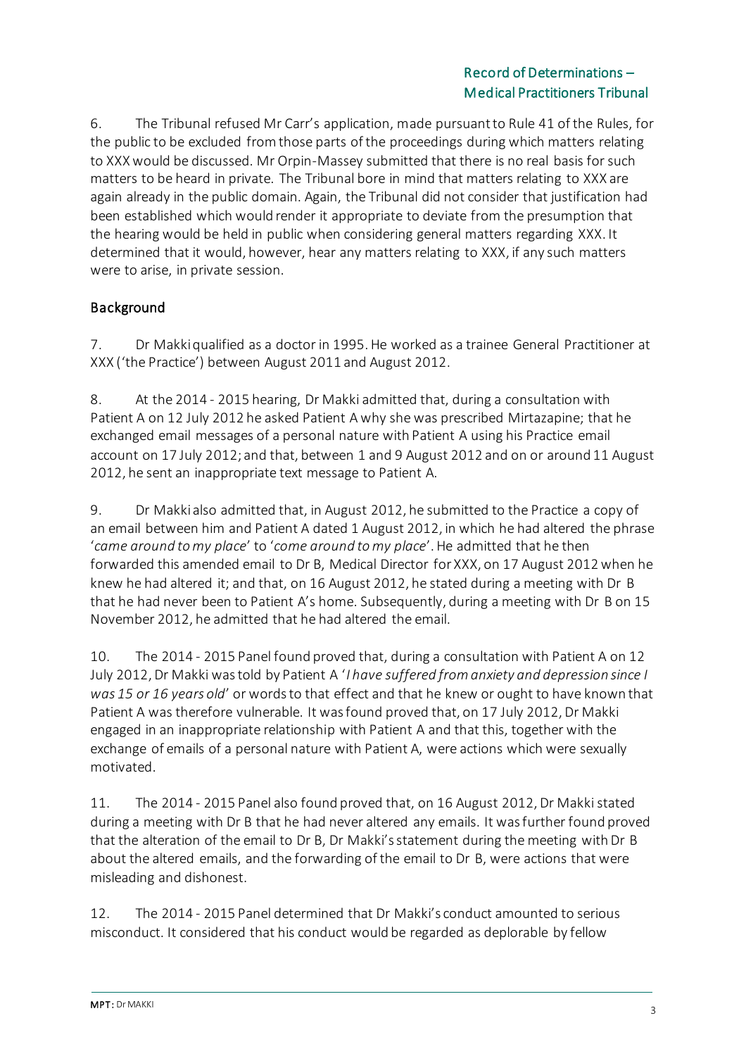6. The Tribunal refused Mr Carr's application, made pursuant to Rule 41 of the Rules, for the public to be excluded from those parts of the proceedings during which matters relating to XXX would be discussed. Mr Orpin-Massey submitted that there is no real basis for such matters to be heard in private. The Tribunal bore in mind that matters relating to XXX are again already in the public domain. Again, the Tribunal did not consider that justification had been established which would render it appropriate to deviate from the presumption that the hearing would be held in public when considering general matters regarding XXX. It determined that it would, however, hear any matters relating to XXX, if any such matters were to arise, in private session.

## Background

7. Dr Makki qualified as a doctor in 1995. He worked as a trainee General Practitioner at XXX ('the Practice') between August 2011 and August 2012.

8. At the 2014 - 2015 hearing, Dr Makki admitted that, during a consultation with Patient A on 12 July 2012 he asked Patient A why she was prescribed Mirtazapine; that he exchanged email messages of a personal nature with Patient A using his Practice email account on 17 July 2012; and that, between 1 and 9 August 2012 and on or around 11 August 2012, he sent an inappropriate text message to Patient A.

9. Dr Makki also admitted that, in August 2012, he submitted to the Practice a copy of an email between him and Patient A dated 1 August 2012, in which he had altered the phrase '*came around to my place*' to '*come around to my place*'. He admitted that he then forwarded this amended email to Dr B, Medical Director for XXX, on 17 August 2012 when he knew he had altered it; and that, on 16 August 2012, he stated during a meeting with Dr B that he had never been to Patient A's home. Subsequently, during a meeting with Dr B on 15 November 2012, he admitted that he had altered the email.

10. The 2014 - 2015 Panel found proved that, during a consultation with Patient A on 12 July 2012, Dr Makki was told by Patient A '*I have suffered from anxiety and depression since I was 15 or 16 years old*' or words to that effect and that he knew or ought to have known that Patient A was therefore vulnerable. It was found proved that, on 17 July 2012, Dr Makki engaged in an inappropriate relationship with Patient A and that this, together with the exchange of emails of a personal nature with Patient A, were actions which were sexually motivated.

11. The 2014 - 2015 Panel also found proved that, on 16 August 2012, Dr Makki stated during a meeting with Dr B that he had never altered any emails. It was further found proved that the alteration of the email to Dr B, Dr Makki's statement during the meeting with Dr B about the altered emails, and the forwarding of the email to Dr B, were actions that were misleading and dishonest.

12. The 2014 - 2015 Panel determined that Dr Makki's conduct amounted to serious misconduct. It considered that his conduct would be regarded as deplorable by fellow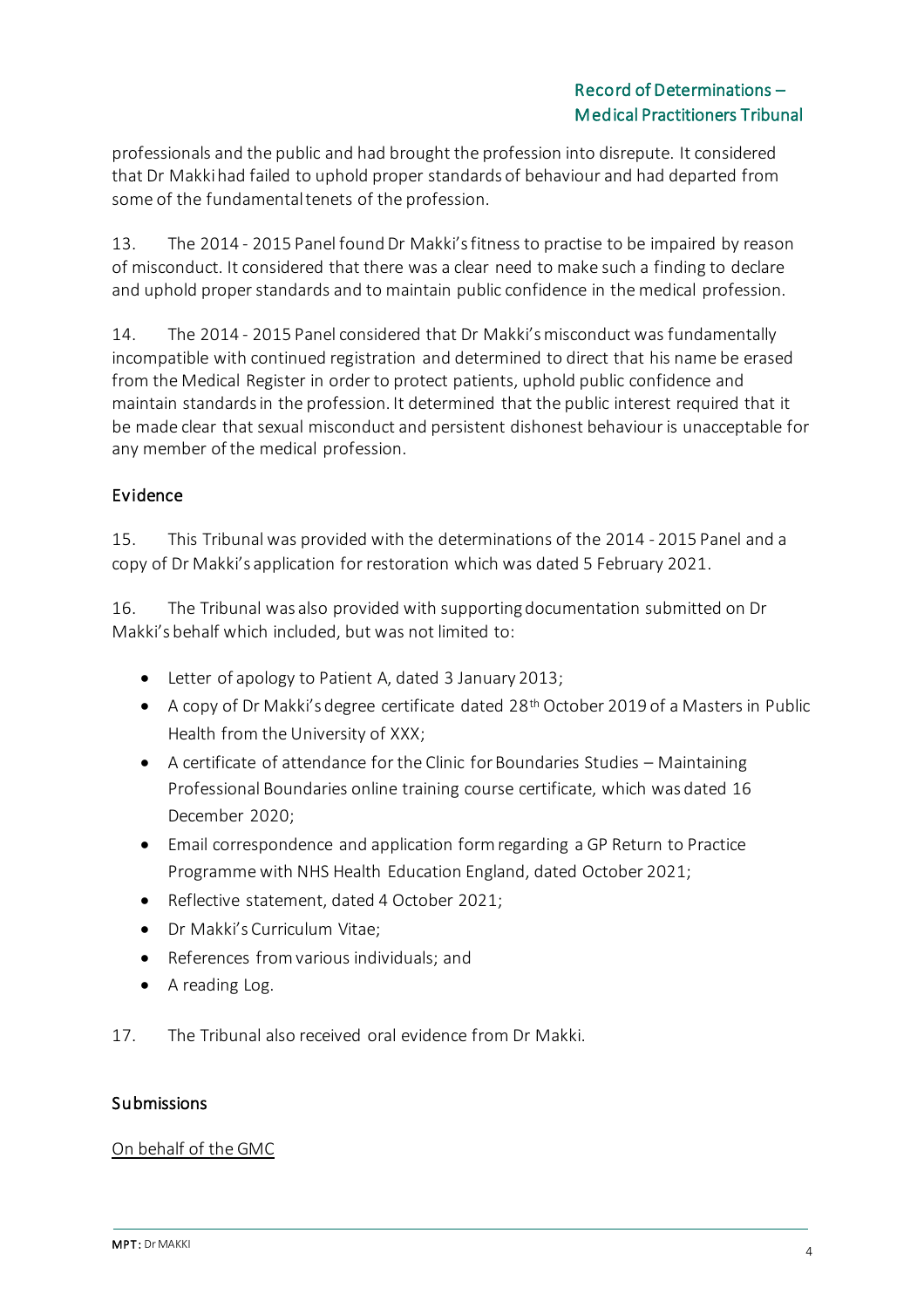professionals and the public and had brought the profession into disrepute. It considered that Dr Makki had failed to uphold proper standards of behaviour and had departed from some of the fundamental tenets of the profession.

13. The 2014 - 2015 Panel found Dr Makki's fitness to practise to be impaired by reason of misconduct. It considered that there was a clear need to make such a finding to declare and uphold proper standards and to maintain public confidence in the medical profession.

14. The 2014 - 2015 Panel considered that Dr Makki's misconduct was fundamentally incompatible with continued registration and determined to direct that his name be erased from the Medical Register in order to protect patients, uphold public confidence and maintain standards in the profession. It determined that the public interest required that it be made clear that sexual misconduct and persistent dishonest behaviour is unacceptable for any member of the medical profession.

## Evidence

15. This Tribunal was provided with the determinations of the 2014 - 2015 Panel and a copy of Dr Makki's application for restoration which was dated 5 February 2021.

16. The Tribunal was also provided with supporting documentation submitted on Dr Makki's behalf which included, but was not limited to:

- Letter of apology to Patient A, dated 3 January 2013;
- A copy of Dr Makki's degree certificate dated 28th October 2019 of a Masters in Public Health from the University of XXX;
- A certificate of attendance for the Clinic for Boundaries Studies – Maintaining Professional Boundaries online training course certificate, which was dated 16 December 2020;
- Email correspondence and application form regarding a GP Return to Practice Programme with NHS Health Education England, dated October 2021;
- Reflective statement, dated 4 October 2021;
- Dr Makki's Curriculum Vitae;
- References from various individuals; and
- A reading Log.

17. The Tribunal also received oral evidence from Dr Makki.

## Submissions

On behalf of the GMC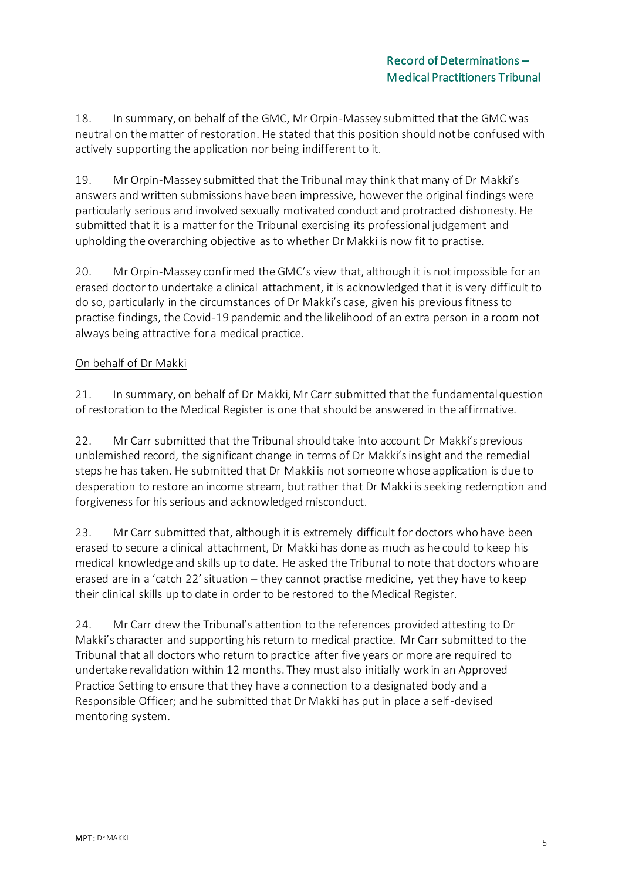18. In summary, on behalf of the GMC, Mr Orpin-Massey submitted that the GMC was neutral on the matter of restoration. He stated that this position should not be confused with actively supporting the application nor being indifferent to it.

19. Mr Orpin-Massey submitted that the Tribunal may think that many of Dr Makki's answers and written submissions have been impressive, however the original findings were particularly serious and involved sexually motivated conduct and protracted dishonesty. He submitted that it is a matter for the Tribunal exercising its professional judgement and upholding the overarching objective as to whether Dr Makki is now fit to practise.

20. Mr Orpin-Massey confirmed the GMC's view that, although it is not impossible for an erased doctor to undertake a clinical attachment, it is acknowledged that it is very difficult to do so, particularly in the circumstances of Dr Makki's case, given his previous fitness to practise findings, the Covid-19 pandemic and the likelihood of an extra person in a room not always being attractive for a medical practice.

<u>On behalf of Dr Makki</u>

21. In summary, on behalf of Dr Makki, Mr Carr submitted that the fundamental question of restoration to the Medical Register is one that should be answered in the affirmative.

22. Mr Carr submitted that the Tribunal should take into account Dr Makki's previous unblemished record, the significant change in terms of Dr Makki's insight and the remedial steps he has taken. He submitted that Dr Makki is not someone whose application is due to desperation to restore an income stream, but rather that Dr Makki is seeking redemption and forgiveness for his serious and acknowledged misconduct.

23. Mr Carr submitted that, although it is extremely difficult for doctors who have been erased to secure a clinical attachment, Dr Makki has done as much as he could to keep his medical knowledge and skills up to date. He asked the Tribunal to note that doctors who are erased are in a 'catch 22' situation – they cannot practise medicine, yet they have to keep their clinical skills up to date in order to be restored to the Medical Register.

24. Mr Carr drew the Tribunal's attention to the references provided attesting to Dr Makki's character and supporting his return to medical practice. Mr Carr submitted to the Tribunal that all doctors who return to practice after five years or more are required to undertake revalidation within 12 months. They must also initially work in an Approved Practice Setting to ensure that they have a connection to a designated body and a Responsible Officer; and he submitted that Dr Makki has put in place a self-devised mentoring system.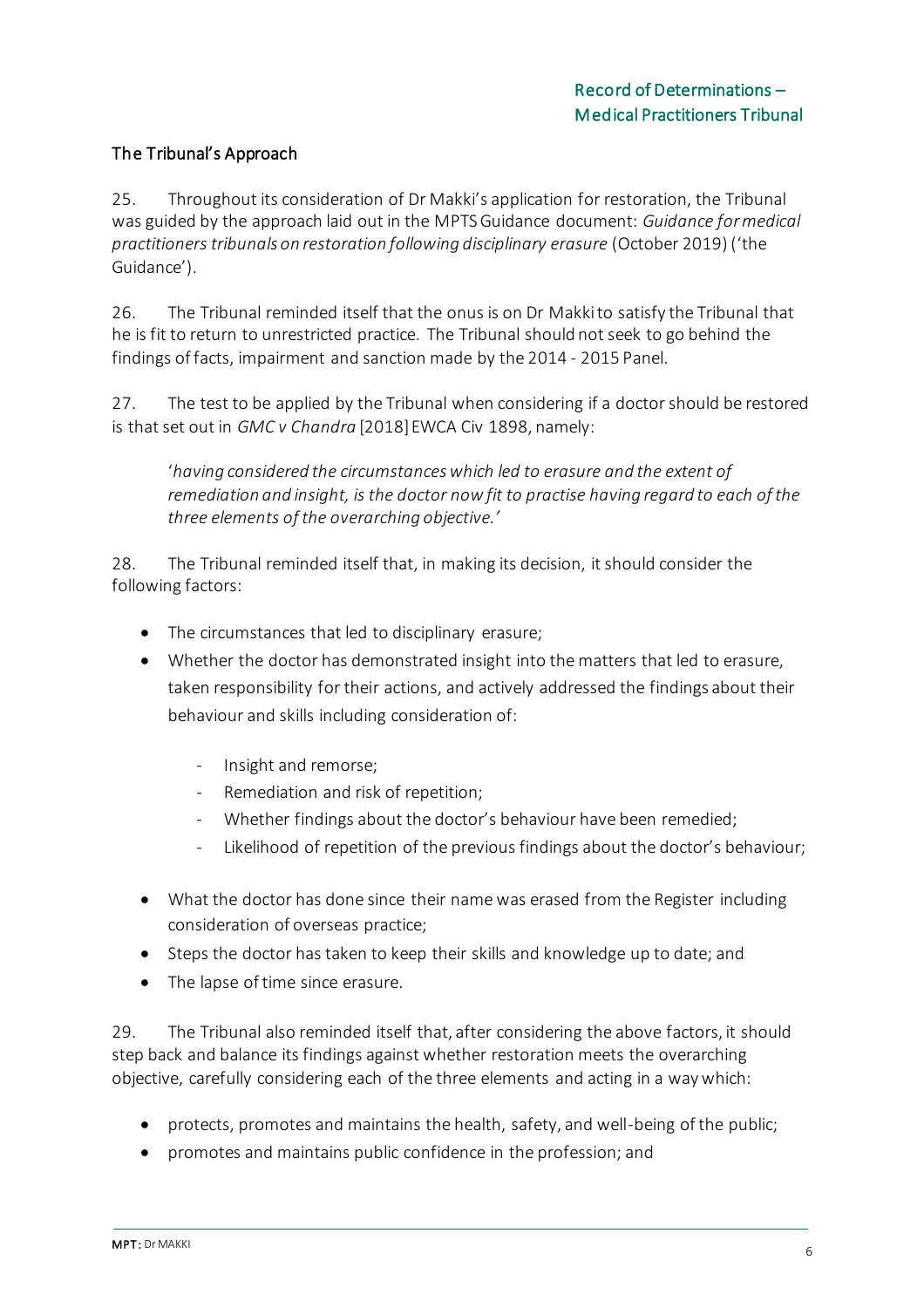### The Tribunal's Approach

25. Throughout its consideration of Dr Makki's application for restoration, the Tribunal was guided by the approach laid out in the MPTS Guidance document: *Guidance for medical practitioners tribunals on restoration following disciplinary erasure* (October 2019) ('the Guidance').

26. The Tribunal reminded itself that the onus is on Dr Makki to satisfy the Tribunal that he is fit to return to unrestricted practice. The Tribunal should not seek to go behind the findings of facts, impairment and sanction made by the 2014 - 2015 Panel.

27. The test to be applied by the Tribunal when considering if a doctor should be restored is that set out in *GMC v Chandra* [2018] EWCA Civ 1898, namely:

> '*having considered the circumstances which led to erasure and the extent of remediation and insight, is the doctor now fit to practise having regard to each of the three elements of the overarching objective.*'

28. The Tribunal reminded itself that, in making its decision, it should consider the following factors:

- The circumstances that led to disciplinary erasure;
- Whether the doctor has demonstrated insight into the matters that led to erasure, taken responsibility for their actions, and actively addressed the findings about their behaviour and skills including consideration of:
  - Insight and remorse;
  - Remediation and risk of repetition;
  - Whether findings about the doctor's behaviour have been remedied;
  - Likelihood of repetition of the previous findings about the doctor's behaviour;
- What the doctor has done since their name was erased from the Register including consideration of overseas practice;
- Steps the doctor has taken to keep their skills and knowledge up to date; and
- The lapse of time since erasure.

29. The Tribunal also reminded itself that, after considering the above factors, it should step back and balance its findings against whether restoration meets the overarching objective, carefully considering each of the three elements and acting in a way which:

- protects, promotes and maintains the health, safety, and well-being of the public;
- promotes and maintains public confidence in the profession; and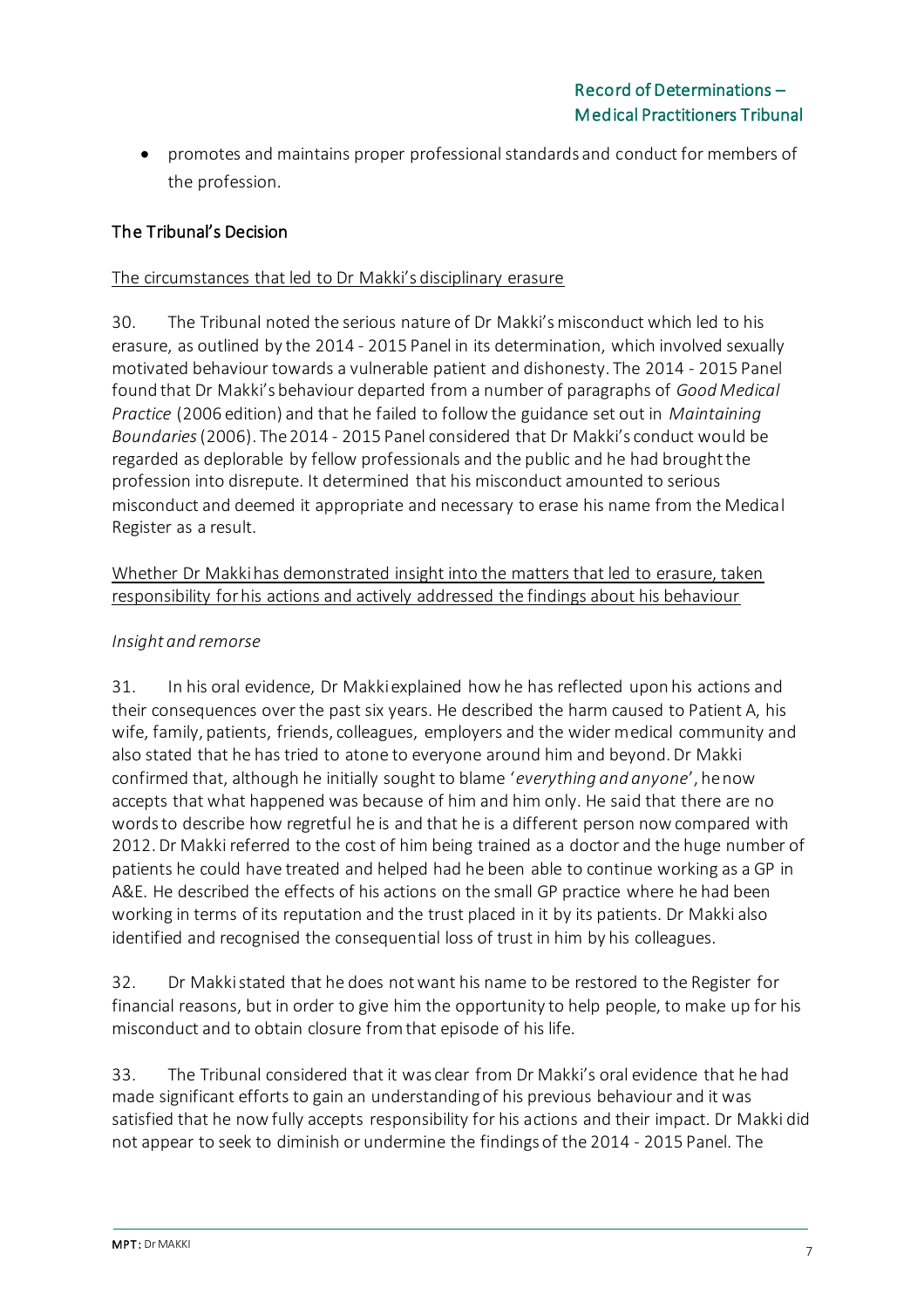- promotes and maintains proper professional standards and conduct for members of the profession.

## The Tribunal's Decision

### The circumstances that led to Dr Makki's disciplinary erasure

30. The Tribunal noted the serious nature of Dr Makki's misconduct which led to his erasure, as outlined by the 2014 - 2015 Panel in its determination, which involved sexually motivated behaviour towards a vulnerable patient and dishonesty. The 2014 - 2015 Panel found that Dr Makki's behaviour departed from a number of paragraphs of *Good Medical Practice* (2006 edition) and that he failed to follow the guidance set out in *Maintaining Boundaries* (2006). The 2014 - 2015 Panel considered that Dr Makki's conduct would be regarded as deplorable by fellow professionals and the public and he had brought the profession into disrepute. It determined that his misconduct amounted to serious misconduct and deemed it appropriate and necessary to erase his name from the Medical Register as a result.

### Whether Dr Makki has demonstrated insight into the matters that led to erasure, taken responsibility for his actions and actively addressed the findings about his behaviour

*Insight and remorse*

31. In his oral evidence, Dr Makki explained how he has reflected upon his actions and their consequences over the past six years. He described the harm caused to Patient A, his wife, family, patients, friends, colleagues, employers and the wider medical community and also stated that he has tried to atone to everyone around him and beyond. Dr Makki confirmed that, although he initially sought to blame '*everything and anyone*', he now accepts that what happened was because of him and him only. He said that there are no words to describe how regretful he is and that he is a different person now compared with 2012. Dr Makki referred to the cost of him being trained as a doctor and the huge number of patients he could have treated and helped had he been able to continue working as a GP in A&E. He described the effects of his actions on the small GP practice where he had been working in terms of its reputation and the trust placed in it by its patients. Dr Makki also identified and recognised the consequential loss of trust in him by his colleagues.

32. Dr Makki stated that he does not want his name to be restored to the Register for financial reasons, but in order to give him the opportunity to help people, to make up for his misconduct and to obtain closure from that episode of his life.

33. The Tribunal considered that it was clear from Dr Makki's oral evidence that he had made significant efforts to gain an understanding of his previous behaviour and it was satisfied that he now fully accepts responsibility for his actions and their impact. Dr Makki did not appear to seek to diminish or undermine the findings of the 2014 - 2015 Panel. The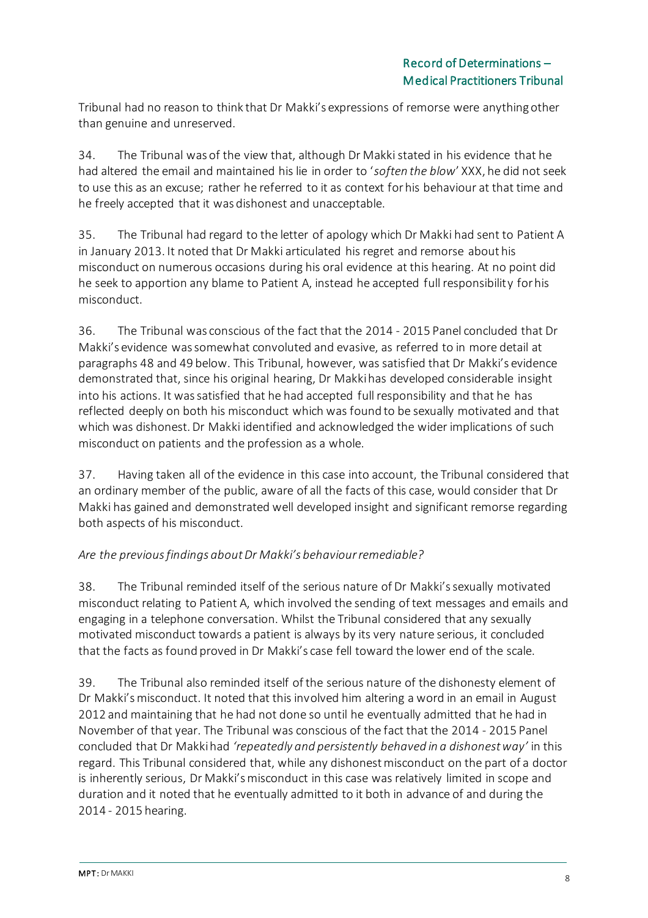Tribunal had no reason to think that Dr Makki's expressions of remorse were anything other than genuine and unreserved.

34. The Tribunal was of the view that, although Dr Makki stated in his evidence that he had altered the email and maintained his lie in order to '*soften the blow*' XXX, he did not seek to use this as an excuse; rather he referred to it as context for his behaviour at that time and he freely accepted that it was dishonest and unacceptable.

35. The Tribunal had regard to the letter of apology which Dr Makki had sent to Patient A in January 2013. It noted that Dr Makki articulated his regret and remorse about his misconduct on numerous occasions during his oral evidence at this hearing. At no point did he seek to apportion any blame to Patient A, instead he accepted full responsibility for his misconduct.

36. The Tribunal was conscious of the fact that the 2014 - 2015 Panel concluded that Dr Makki's evidence was somewhat convoluted and evasive, as referred to in more detail at paragraphs 48 and 49 below. This Tribunal, however, was satisfied that Dr Makki's evidence demonstrated that, since his original hearing, Dr Makki has developed considerable insight into his actions. It was satisfied that he had accepted full responsibility and that he has reflected deeply on both his misconduct which was found to be sexually motivated and that which was dishonest. Dr Makki identified and acknowledged the wider implications of such misconduct on patients and the profession as a whole.

37. Having taken all of the evidence in this case into account, the Tribunal considered that an ordinary member of the public, aware of all the facts of this case, would consider that Dr Makki has gained and demonstrated well developed insight and significant remorse regarding both aspects of his misconduct.

*Are the previous findings about Dr Makki's behaviour remediable?*

38. The Tribunal reminded itself of the serious nature of Dr Makki's sexually motivated misconduct relating to Patient A, which involved the sending of text messages and emails and engaging in a telephone conversation. Whilst the Tribunal considered that any sexually motivated misconduct towards a patient is always by its very nature serious, it concluded that the facts as found proved in Dr Makki's case fell toward the lower end of the scale.

39. The Tribunal also reminded itself of the serious nature of the dishonesty element of Dr Makki's misconduct. It noted that this involved him altering a word in an email in August 2012 and maintaining that he had not done so until he eventually admitted that he had in November of that year. The Tribunal was conscious of the fact that the 2014 - 2015 Panel concluded that Dr Makki had *'repeatedly and persistently behaved in a dishonest way'* in this regard. This Tribunal considered that, while any dishonest misconduct on the part of a doctor is inherently serious, Dr Makki's misconduct in this case was relatively limited in scope and duration and it noted that he eventually admitted to it both in advance of and during the 2014 - 2015 hearing.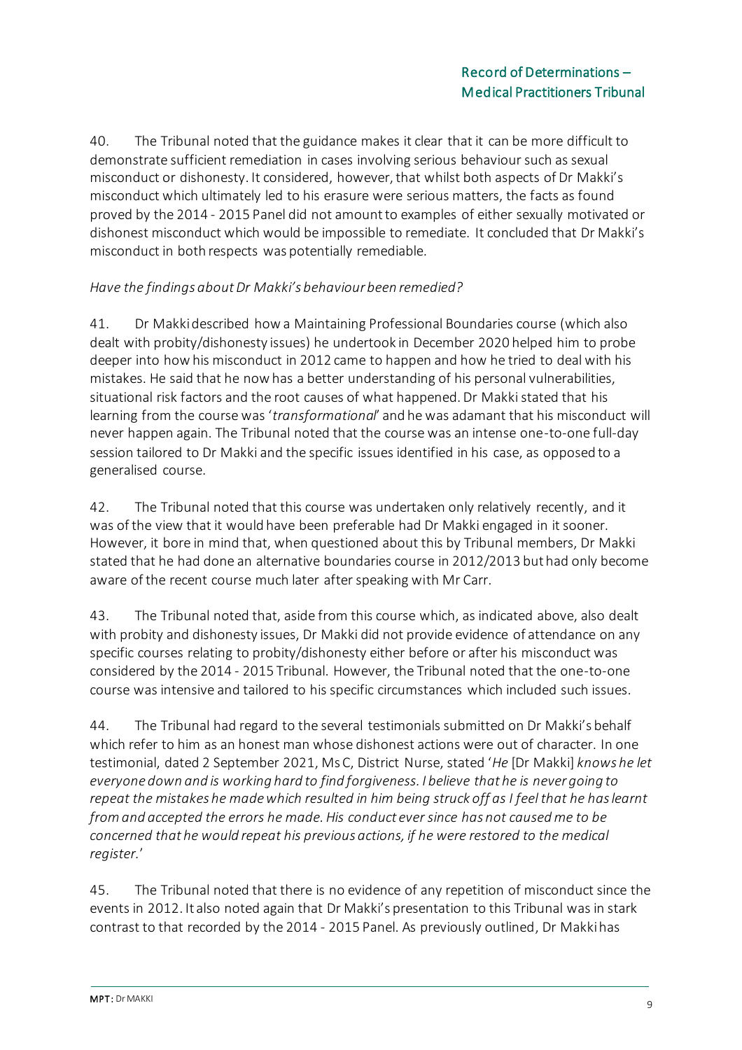40. The Tribunal noted that the guidance makes it clear that it can be more difficult to demonstrate sufficient remediation in cases involving serious behaviour such as sexual misconduct or dishonesty. It considered, however, that whilst both aspects of Dr Makki's misconduct which ultimately led to his erasure were serious matters, the facts as found proved by the 2014 - 2015 Panel did not amount to examples of either sexually motivated or dishonest misconduct which would be impossible to remediate. It concluded that Dr Makki's misconduct in both respects was potentially remediable.

*Have the findings about Dr Makki's behaviour been remedied?*

41. Dr Makki described how a Maintaining Professional Boundaries course (which also dealt with probity/dishonesty issues) he undertook in December 2020 helped him to probe deeper into how his misconduct in 2012 came to happen and how he tried to deal with his mistakes. He said that he now has a better understanding of his personal vulnerabilities, situational risk factors and the root causes of what happened. Dr Makki stated that his learning from the course was '*transformational*' and he was adamant that his misconduct will never happen again. The Tribunal noted that the course was an intense one-to-one full-day session tailored to Dr Makki and the specific issues identified in his case, as opposed to a generalised course.

42. The Tribunal noted that this course was undertaken only relatively recently, and it was of the view that it would have been preferable had Dr Makki engaged in it sooner. However, it bore in mind that, when questioned about this by Tribunal members, Dr Makki stated that he had done an alternative boundaries course in 2012/2013 but had only become aware of the recent course much later after speaking with Mr Carr.

43. The Tribunal noted that, aside from this course which, as indicated above, also dealt with probity and dishonesty issues, Dr Makki did not provide evidence of attendance on any specific courses relating to probity/dishonesty either before or after his misconduct was considered by the 2014 - 2015 Tribunal. However, the Tribunal noted that the one-to-one course was intensive and tailored to his specific circumstances which included such issues.

44. The Tribunal had regard to the several testimonials submitted on Dr Makki's behalf which refer to him as an honest man whose dishonest actions were out of character. In one testimonial, dated 2 September 2021, Ms C, District Nurse, stated '*He* [Dr Makki] *knows he let everyone down and is working hard to find forgiveness. I believe that he is never going to repeat the mistakes he made which resulted in him being struck off as I feel that he has learnt from and accepted the errors he made. His conduct ever since has not caused me to be concerned that he would repeat his previous actions, if he were restored to the medical register.*'

45. The Tribunal noted that there is no evidence of any repetition of misconduct since the events in 2012. It also noted again that Dr Makki's presentation to this Tribunal was in stark contrast to that recorded by the 2014 - 2015 Panel. As previously outlined, Dr Makki has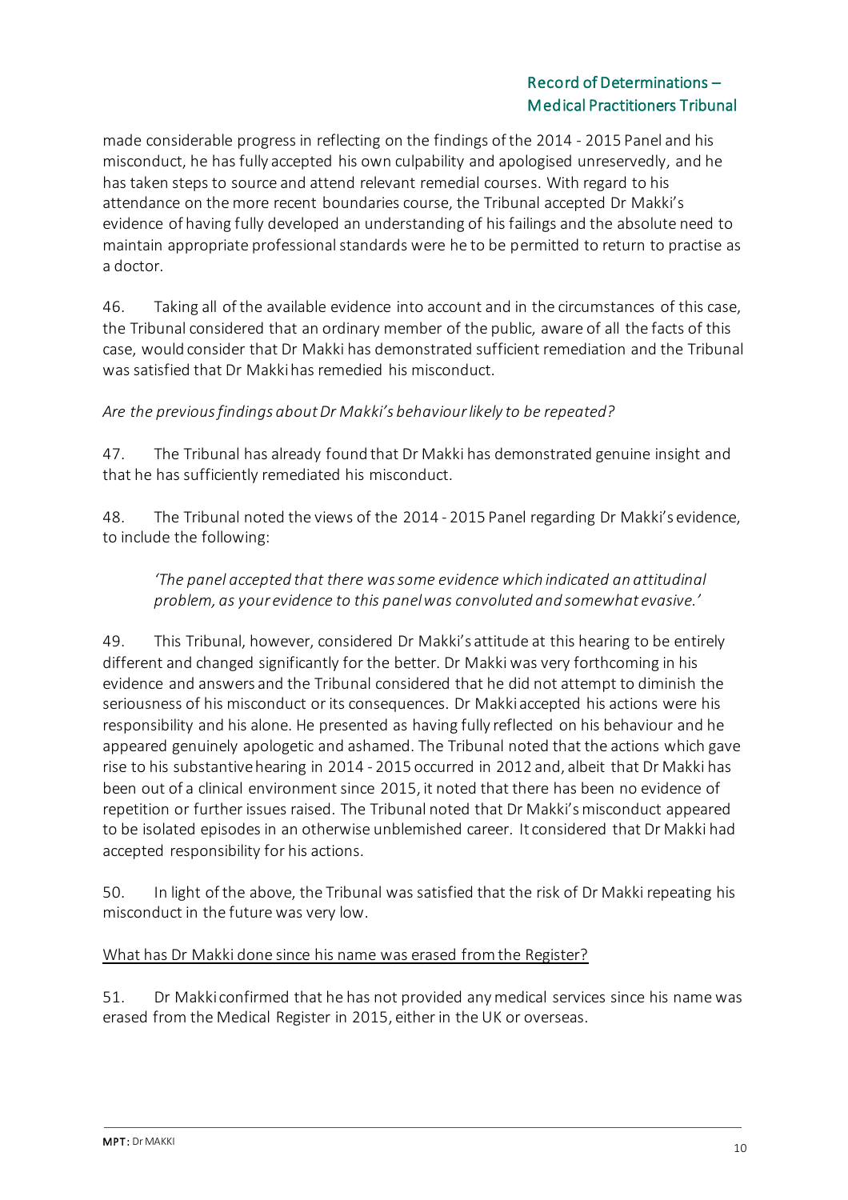made considerable progress in reflecting on the findings of the 2014 - 2015 Panel and his misconduct, he has fully accepted his own culpability and apologised unreservedly, and he has taken steps to source and attend relevant remedial courses. With regard to his attendance on the more recent boundaries course, the Tribunal accepted Dr Makki's evidence of having fully developed an understanding of his failings and the absolute need to maintain appropriate professional standards were he to be permitted to return to practise as a doctor.

46. Taking all of the available evidence into account and in the circumstances of this case, the Tribunal considered that an ordinary member of the public, aware of all the facts of this case, would consider that Dr Makki has demonstrated sufficient remediation and the Tribunal was satisfied that Dr Makki has remedied his misconduct.

*Are the previous findings about Dr Makki's behaviour likely to be repeated?*

47. The Tribunal has already found that Dr Makki has demonstrated genuine insight and that he has sufficiently remediated his misconduct.

48. The Tribunal noted the views of the 2014 - 2015 Panel regarding Dr Makki's evidence, to include the following:

> *'The panel accepted that there was some evidence which indicated an attitudinal problem, as your evidence to this panel was convoluted and somewhat evasive.'*

49. This Tribunal, however, considered Dr Makki's attitude at this hearing to be entirely different and changed significantly for the better. Dr Makki was very forthcoming in his evidence and answers and the Tribunal considered that he did not attempt to diminish the seriousness of his misconduct or its consequences. Dr Makki accepted his actions were his responsibility and his alone. He presented as having fully reflected on his behaviour and he appeared genuinely apologetic and ashamed. The Tribunal noted that the actions which gave rise to his substantive hearing in 2014 - 2015 occurred in 2012 and, albeit that Dr Makki has been out of a clinical environment since 2015, it noted that there has been no evidence of repetition or further issues raised. The Tribunal noted that Dr Makki's misconduct appeared to be isolated episodes in an otherwise unblemished career. It considered that Dr Makki had accepted responsibility for his actions.

50. In light of the above, the Tribunal was satisfied that the risk of Dr Makki repeating his misconduct in the future was very low.

<u>What has Dr Makki done since his name was erased from the Register?</u>

51. Dr Makki confirmed that he has not provided any medical services since his name was erased from the Medical Register in 2015, either in the UK or overseas.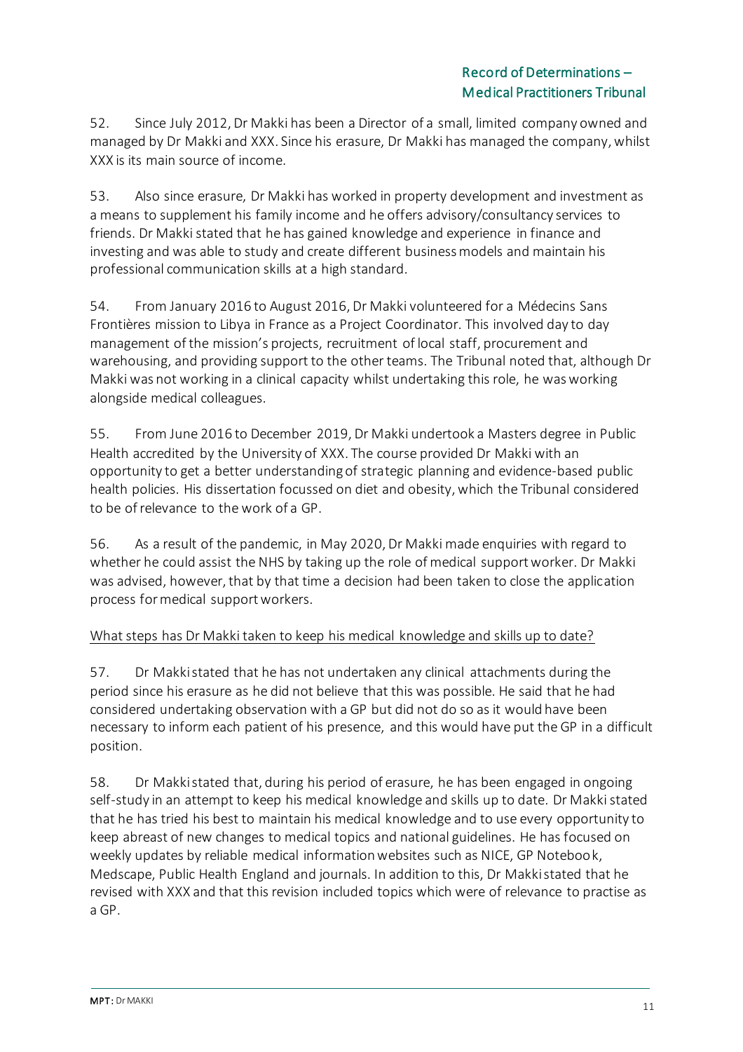52. Since July 2012, Dr Makki has been a Director of a small, limited company owned and managed by Dr Makki and XXX. Since his erasure, Dr Makki has managed the company, whilst XXX is its main source of income.

53. Also since erasure, Dr Makki has worked in property development and investment as a means to supplement his family income and he offers advisory/consultancy services to friends. Dr Makki stated that he has gained knowledge and experience in finance and investing and was able to study and create different business models and maintain his professional communication skills at a high standard.

54. From January 2016 to August 2016, Dr Makki volunteered for a Médecins Sans Frontières mission to Libya in France as a Project Coordinator. This involved day to day management of the mission's projects, recruitment of local staff, procurement and warehousing, and providing support to the other teams. The Tribunal noted that, although Dr Makki was not working in a clinical capacity whilst undertaking this role, he was working alongside medical colleagues.

55. From June 2016 to December 2019, Dr Makki undertook a Masters degree in Public Health accredited by the University of XXX. The course provided Dr Makki with an opportunity to get a better understanding of strategic planning and evidence-based public health policies. His dissertation focussed on diet and obesity, which the Tribunal considered to be of relevance to the work of a GP.

56. As a result of the pandemic, in May 2020, Dr Makki made enquiries with regard to whether he could assist the NHS by taking up the role of medical support worker. Dr Makki was advised, however, that by that time a decision had been taken to close the application process for medical support workers.

<u>What steps has Dr Makki taken to keep his medical knowledge and skills up to date?</u>

57. Dr Makki stated that he has not undertaken any clinical attachments during the period since his erasure as he did not believe that this was possible. He said that he had considered undertaking observation with a GP but did not do so as it would have been necessary to inform each patient of his presence, and this would have put the GP in a difficult position.

58. Dr Makki stated that, during his period of erasure, he has been engaged in ongoing self-study in an attempt to keep his medical knowledge and skills up to date. Dr Makki stated that he has tried his best to maintain his medical knowledge and to use every opportunity to keep abreast of new changes to medical topics and national guidelines. He has focused on weekly updates by reliable medical information websites such as NICE, GP Notebook, Medscape, Public Health England and journals. In addition to this, Dr Makki stated that he revised with XXX and that this revision included topics which were of relevance to practise as a GP.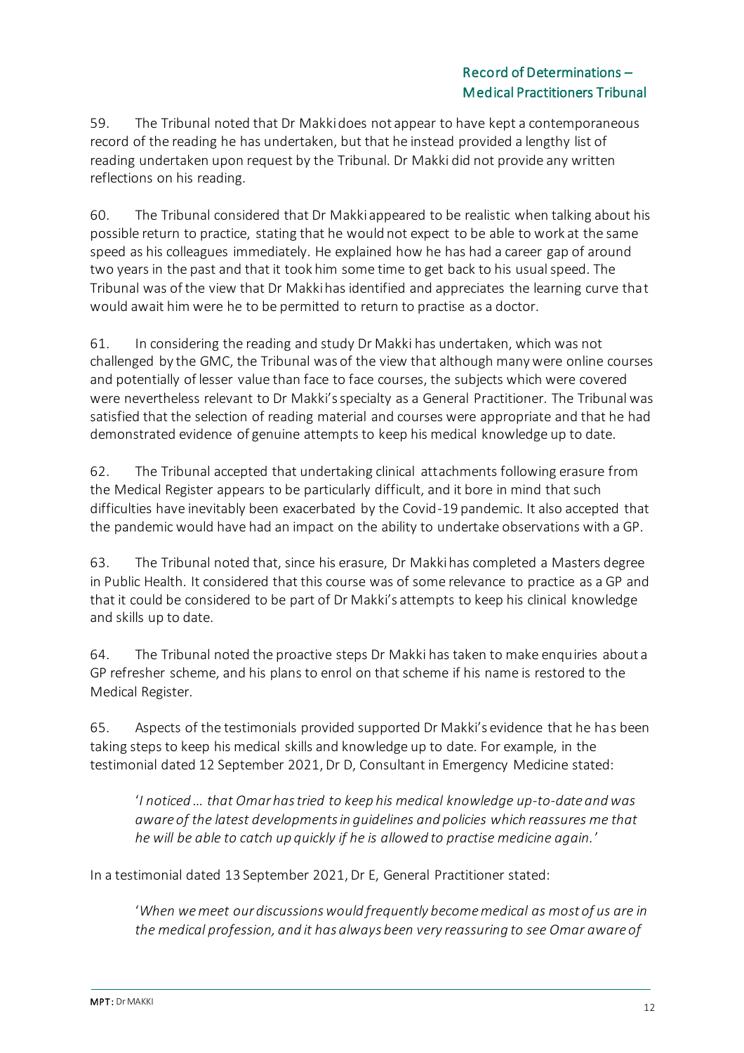59. The Tribunal noted that Dr Makki does not appear to have kept a contemporaneous record of the reading he has undertaken, but that he instead provided a lengthy list of reading undertaken upon request by the Tribunal. Dr Makki did not provide any written reflections on his reading.

60. The Tribunal considered that Dr Makki appeared to be realistic when talking about his possible return to practice, stating that he would not expect to be able to work at the same speed as his colleagues immediately. He explained how he has had a career gap of around two years in the past and that it took him some time to get back to his usual speed. The Tribunal was of the view that Dr Makki has identified and appreciates the learning curve that would await him were he to be permitted to return to practise as a doctor.

61. In considering the reading and study Dr Makki has undertaken, which was not challenged by the GMC, the Tribunal was of the view that although many were online courses and potentially of lesser value than face to face courses, the subjects which were covered were nevertheless relevant to Dr Makki's specialty as a General Practitioner. The Tribunal was satisfied that the selection of reading material and courses were appropriate and that he had demonstrated evidence of genuine attempts to keep his medical knowledge up to date.

62. The Tribunal accepted that undertaking clinical attachments following erasure from the Medical Register appears to be particularly difficult, and it bore in mind that such difficulties have inevitably been exacerbated by the Covid-19 pandemic. It also accepted that the pandemic would have had an impact on the ability to undertake observations with a GP.

63. The Tribunal noted that, since his erasure, Dr Makki has completed a Masters degree in Public Health. It considered that this course was of some relevance to practice as a GP and that it could be considered to be part of Dr Makki's attempts to keep his clinical knowledge and skills up to date.

64. The Tribunal noted the proactive steps Dr Makki has taken to make enquiries about a GP refresher scheme, and his plans to enrol on that scheme if his name is restored to the Medical Register.

65. Aspects of the testimonials provided supported Dr Makki's evidence that he has been taking steps to keep his medical skills and knowledge up to date. For example, in the testimonial dated 12 September 2021, Dr D, Consultant in Emergency Medicine stated:

> '*I noticed … that Omar has tried to keep his medical knowledge up-to-date and was aware of the latest developments in guidelines and policies which reassures me that he will be able to catch up quickly if he is allowed to practise medicine again.*'

In a testimonial dated 13 September 2021, Dr E, General Practitioner stated:

> '*When we meet our discussions would frequently become medical as most of us are in the medical profession, and it has always been very reassuring to see Omar aware of*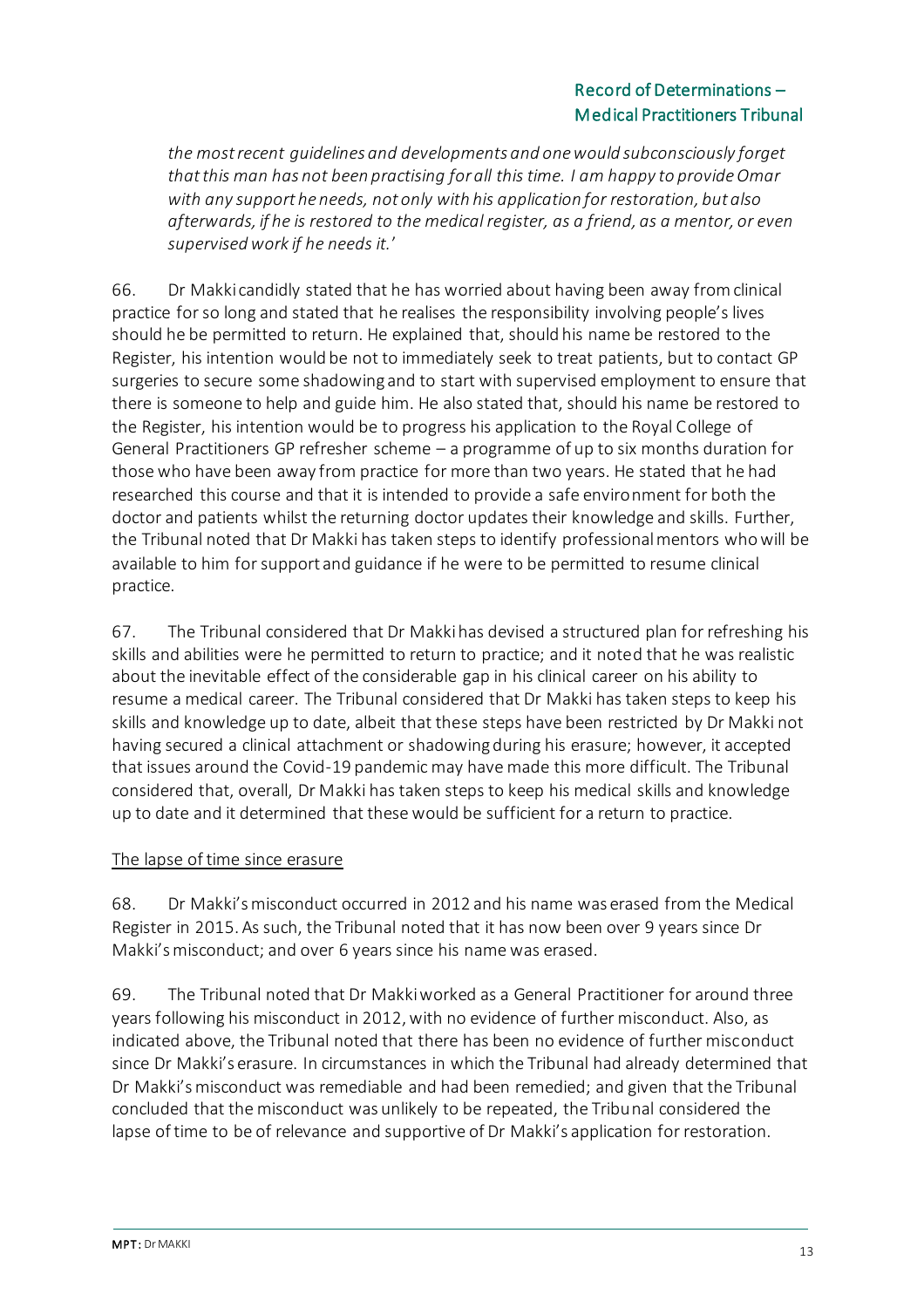*the most recent guidelines and developments and one would subconsciously forget that this man has not been practising for all this time. I am happy to provide Omar with any support he needs, not only with his application for restoration, but also afterwards, if he is restored to the medical register, as a friend, as a mentor, or even supervised work if he needs it.'*

66. Dr Makki candidly stated that he has worried about having been away from clinical practice for so long and stated that he realises the responsibility involving people's lives should he be permitted to return. He explained that, should his name be restored to the Register, his intention would be not to immediately seek to treat patients, but to contact GP surgeries to secure some shadowing and to start with supervised employment to ensure that there is someone to help and guide him. He also stated that, should his name be restored to the Register, his intention would be to progress his application to the Royal College of General Practitioners GP refresher scheme – a programme of up to six months duration for those who have been away from practice for more than two years. He stated that he had researched this course and that it is intended to provide a safe environment for both the doctor and patients whilst the returning doctor updates their knowledge and skills. Further, the Tribunal noted that Dr Makki has taken steps to identify professional mentors who will be available to him for support and guidance if he were to be permitted to resume clinical practice.

67. The Tribunal considered that Dr Makki has devised a structured plan for refreshing his skills and abilities were he permitted to return to practice; and it noted that he was realistic about the inevitable effect of the considerable gap in his clinical career on his ability to resume a medical career. The Tribunal considered that Dr Makki has taken steps to keep his skills and knowledge up to date, albeit that these steps have been restricted by Dr Makki not having secured a clinical attachment or shadowing during his erasure; however, it accepted that issues around the Covid-19 pandemic may have made this more difficult. The Tribunal considered that, overall, Dr Makki has taken steps to keep his medical skills and knowledge up to date and it determined that these would be sufficient for a return to practice.

The lapse of time since erasure

68. Dr Makki's misconduct occurred in 2012 and his name was erased from the Medical Register in 2015. As such, the Tribunal noted that it has now been over 9 years since Dr Makki's misconduct; and over 6 years since his name was erased.

69. The Tribunal noted that Dr Makki worked as a General Practitioner for around three years following his misconduct in 2012, with no evidence of further misconduct. Also, as indicated above, the Tribunal noted that there has been no evidence of further misconduct since Dr Makki's erasure. In circumstances in which the Tribunal had already determined that Dr Makki's misconduct was remediable and had been remedied; and given that the Tribunal concluded that the misconduct was unlikely to be repeated, the Tribunal considered the lapse of time to be of relevance and supportive of Dr Makki's application for restoration.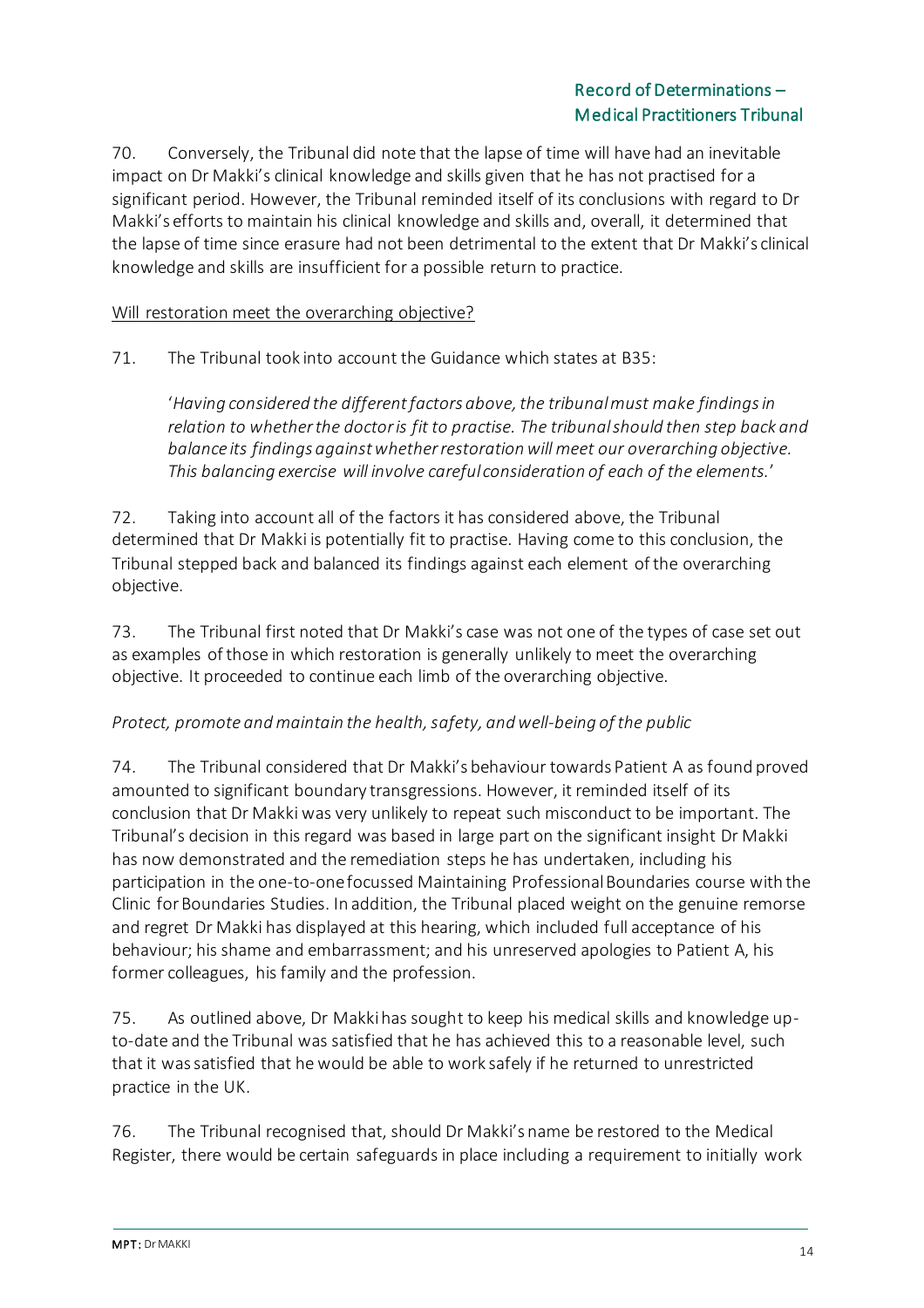70. Conversely, the Tribunal did note that the lapse of time will have had an inevitable impact on Dr Makki's clinical knowledge and skills given that he has not practised for a significant period. However, the Tribunal reminded itself of its conclusions with regard to Dr Makki's efforts to maintain his clinical knowledge and skills and, overall, it determined that the lapse of time since erasure had not been detrimental to the extent that Dr Makki's clinical knowledge and skills are insufficient for a possible return to practice.

Will restoration meet the overarching objective?

71. The Tribunal took into account the Guidance which states at B35:

> '*Having considered the different factors above, the tribunal must make findings in relation to whether the doctor is fit to practise. The tribunal should then step back and balance its findings against whether restoration will meet our overarching objective. This balancing exercise will involve careful consideration of each of the elements.*'

72. Taking into account all of the factors it has considered above, the Tribunal determined that Dr Makki is potentially fit to practise. Having come to this conclusion, the Tribunal stepped back and balanced its findings against each element of the overarching objective.

73. The Tribunal first noted that Dr Makki's case was not one of the types of case set out as examples of those in which restoration is generally unlikely to meet the overarching objective. It proceeded to continue each limb of the overarching objective.

*Protect, promote and maintain the health, safety, and well-being of the public*

74. The Tribunal considered that Dr Makki's behaviour towards Patient A as found proved amounted to significant boundary transgressions. However, it reminded itself of its conclusion that Dr Makki was very unlikely to repeat such misconduct to be important. The Tribunal's decision in this regard was based in large part on the significant insight Dr Makki has now demonstrated and the remediation steps he has undertaken, including his participation in the one-to-one focussed Maintaining Professional Boundaries course with the Clinic for Boundaries Studies. In addition, the Tribunal placed weight on the genuine remorse and regret Dr Makki has displayed at this hearing, which included full acceptance of his behaviour; his shame and embarrassment; and his unreserved apologies to Patient A, his former colleagues, his family and the profession.

75. As outlined above, Dr Makki has sought to keep his medical skills and knowledge up-to-date and the Tribunal was satisfied that he has achieved this to a reasonable level, such that it was satisfied that he would be able to work safely if he returned to unrestricted practice in the UK.

76. The Tribunal recognised that, should Dr Makki's name be restored to the Medical Register, there would be certain safeguards in place including a requirement to initially work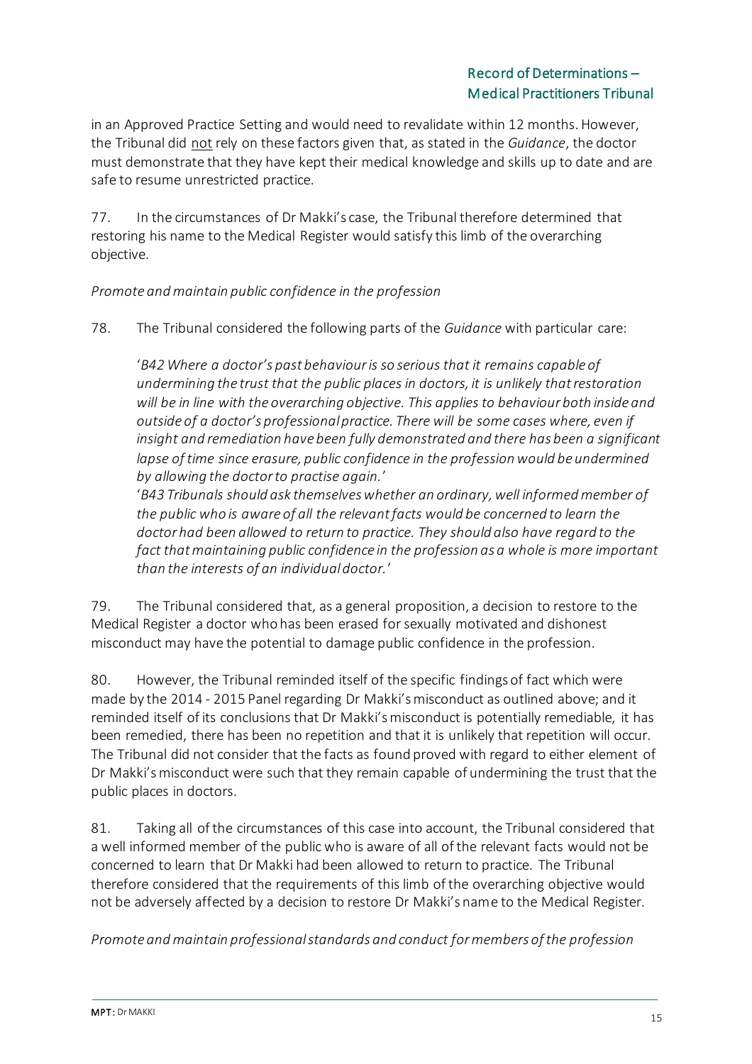in an Approved Practice Setting and would need to revalidate within 12 months. However, the Tribunal did <u>not</u> rely on these factors given that, as stated in the *Guidance*, the doctor must demonstrate that they have kept their medical knowledge and skills up to date and are safe to resume unrestricted practice.

77. In the circumstances of Dr Makki's case, the Tribunal therefore determined that restoring his name to the Medical Register would satisfy this limb of the overarching objective.

*Promote and maintain public confidence in the profession*

78. The Tribunal considered the following parts of the *Guidance* with particular care:

> '*B42 Where a doctor's past behaviour is so serious that it remains capable of undermining the trust that the public places in doctors, it is unlikely that restoration will be in line with the overarching objective. This applies to behaviour both inside and outside of a doctor's professional practice. There will be some cases where, even if insight and remediation have been fully demonstrated and there has been a significant lapse of time since erasure, public confidence in the profession would be undermined by allowing the doctor to practise again.*'
>
> '*B43 Tribunals should ask themselves whether an ordinary, well informed member of the public who is aware of all the relevant facts would be concerned to learn the doctor had been allowed to return to practice. They should also have regard to the fact that maintaining public confidence in the profession as a whole is more important than the interests of an individual doctor.*'

79. The Tribunal considered that, as a general proposition, a decision to restore to the Medical Register a doctor who has been erased for sexually motivated and dishonest misconduct may have the potential to damage public confidence in the profession.

80. However, the Tribunal reminded itself of the specific findings of fact which were made by the 2014 - 2015 Panel regarding Dr Makki's misconduct as outlined above; and it reminded itself of its conclusions that Dr Makki's misconduct is potentially remediable, it has been remedied, there has been no repetition and that it is unlikely that repetition will occur. The Tribunal did not consider that the facts as found proved with regard to either element of Dr Makki's misconduct were such that they remain capable of undermining the trust that the public places in doctors.

81. Taking all of the circumstances of this case into account, the Tribunal considered that a well informed member of the public who is aware of all of the relevant facts would not be concerned to learn that Dr Makki had been allowed to return to practice. The Tribunal therefore considered that the requirements of this limb of the overarching objective would not be adversely affected by a decision to restore Dr Makki's name to the Medical Register.

*Promote and maintain professional standards and conduct for members of the profession*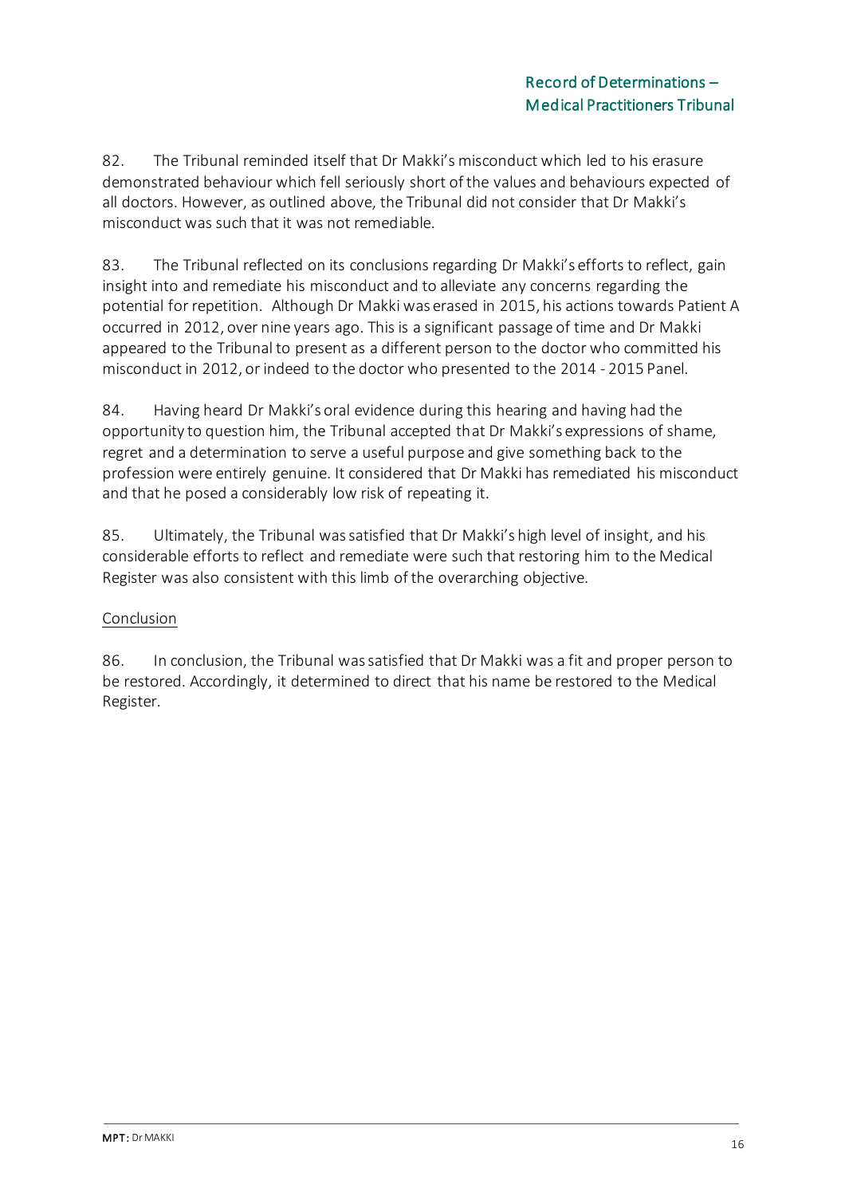82. The Tribunal reminded itself that Dr Makki's misconduct which led to his erasure demonstrated behaviour which fell seriously short of the values and behaviours expected of all doctors. However, as outlined above, the Tribunal did not consider that Dr Makki's misconduct was such that it was not remediable.

83. The Tribunal reflected on its conclusions regarding Dr Makki's efforts to reflect, gain insight into and remediate his misconduct and to alleviate any concerns regarding the potential for repetition. Although Dr Makki was erased in 2015, his actions towards Patient A occurred in 2012, over nine years ago. This is a significant passage of time and Dr Makki appeared to the Tribunal to present as a different person to the doctor who committed his misconduct in 2012, or indeed to the doctor who presented to the 2014 - 2015 Panel.

84. Having heard Dr Makki's oral evidence during this hearing and having had the opportunity to question him, the Tribunal accepted that Dr Makki's expressions of shame, regret and a determination to serve a useful purpose and give something back to the profession were entirely genuine. It considered that Dr Makki has remediated his misconduct and that he posed a considerably low risk of repeating it.

85. Ultimately, the Tribunal was satisfied that Dr Makki's high level of insight, and his considerable efforts to reflect and remediate were such that restoring him to the Medical Register was also consistent with this limb of the overarching objective.

<u>Conclusion</u>

86. In conclusion, the Tribunal was satisfied that Dr Makki was a fit and proper person to be restored. Accordingly, it determined to direct that his name be restored to the Medical Register.